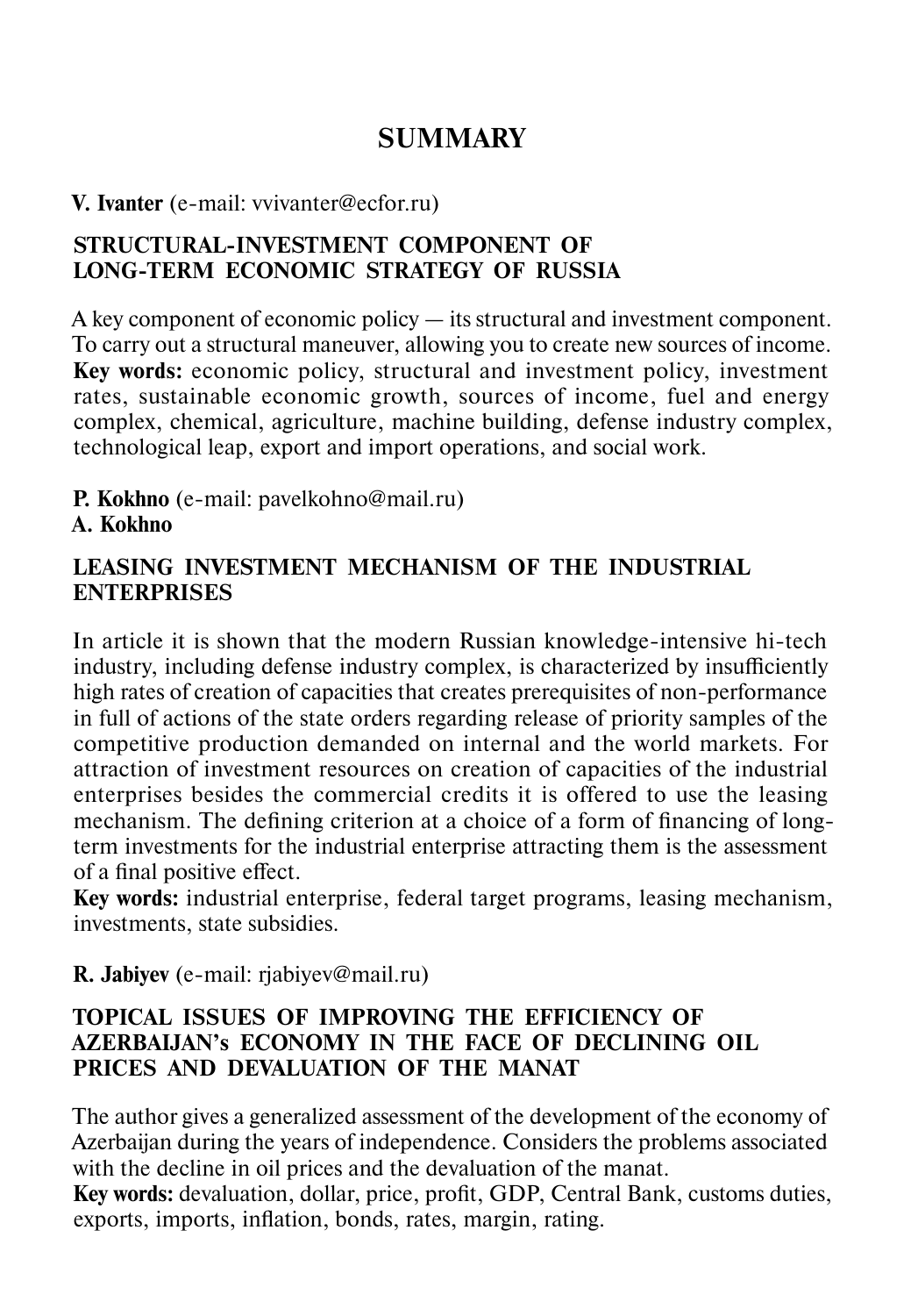# SUMMARY

**V. Ivanter** (e-mail: vvivanter@ecfor.ru)

## STRUCTURAL-INVESTMENT COMPONENT OF LONG-TERM ECONOMIC STRATEGY OF RUSSIA

A key component of economic policy — its structural and investment component. To carry out a structural maneuver, allowing you to create new sources of income.
**Key words:** economic policy, structural and investment policy, investment rates, sustainable economic growth, sources of income, fuel and energy complex, chemical, agriculture, machine building, defense industry complex, technological leap, export and import operations, and social work.

**P. Kokhno** (e-mail: pavelkohno@mail.ru)
**A. Kokhno**

## LEASING INVESTMENT MECHANISM OF THE INDUSTRIAL ENTERPRISES

In article it is shown that the modern Russian knowledge-intensive hi-tech industry, including defense industry complex, is characterized by insufficiently high rates of creation of capacities that creates prerequisites of non-performance in full of actions of the state orders regarding release of priority samples of the competitive production demanded on internal and the world markets. For attraction of investment resources on creation of capacities of the industrial enterprises besides the commercial credits it is offered to use the leasing mechanism. The defining criterion at a choice of a form of financing of long-term investments for the industrial enterprise attracting them is the assessment of a final positive effect.
**Key words:** industrial enterprise, federal target programs, leasing mechanism, investments, state subsidies.

**R. Jabiyev** (e-mail: rjabiyev@mail.ru)

## TOPICAL ISSUES OF IMPROVING THE EFFICIENCY OF AZERBAIJAN's ECONOMY IN THE FACE OF DECLINING OIL PRICES AND DEVALUATION OF THE MANAT

The author gives a generalized assessment of the development of the economy of Azerbaijan during the years of independence. Considers the problems associated with the decline in oil prices and the devaluation of the manat.
**Key words:** devaluation, dollar, price, profit, GDP, Central Bank, customs duties, exports, imports, inflation, bonds, rates, margin, rating.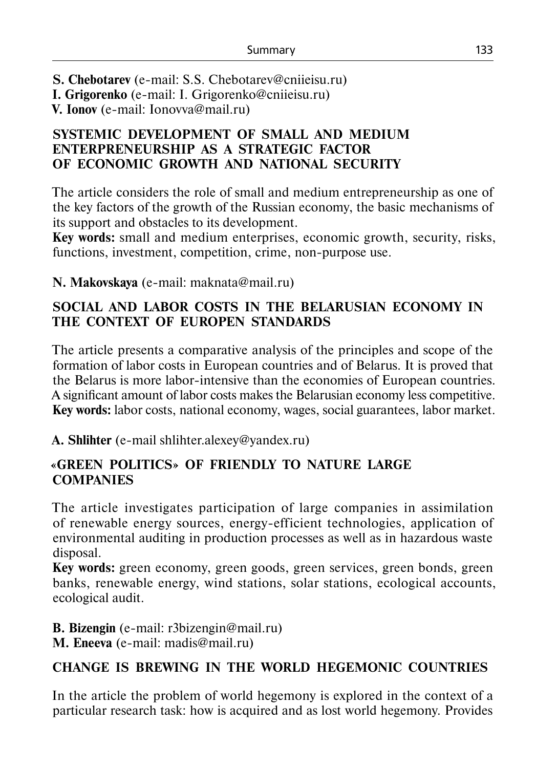**S. Chebotarev** (e-mail: S.S. Chebotarev@cniieisu.ru)
**I. Grigorenko** (e-mail: I. Grigorenko@cniieisu.ru)
**V. Ionov** (e-mail: Ionovva@mail.ru)

## SYSTEMIC DEVELOPMENT OF SMALL AND MEDIUM ENTERPRENEURSHIP AS A STRATEGIC FACTOR OF ECONOMIC GROWTH AND NATIONAL SECURITY

The article considers the role of small and medium entrepreneurship as one of the key factors of the growth of the Russian economy, the basic mechanisms of its support and obstacles to its development.
**Key words:** small and medium enterprises, economic growth, security, risks, functions, investment, competition, crime, non-purpose use.

**N. Makovskaya** (e-mail: maknata@mail.ru)

## SOCIAL AND LABOR COSTS IN THE BELARUSIAN ECONOMY IN THE CONTEXT OF EUROPEN STANDARDS

The article presents a comparative analysis of the principles and scope of the formation of labor costs in European countries and of Belarus. It is proved that the Belarus is more labor-intensive than the economies of European countries. A significant amount of labor costs makes the Belarusian economy less competitive.
**Key words:** labor costs, national economy, wages, social guarantees, labor market.

**A. Shlihter** (e-mail shlihter.alexey@yandex.ru)

## «GREEN POLITICS» OF FRIENDLY TO NATURE LARGE COMPANIES

The article investigates participation of large companies in assimilation of renewable energy sources, energy-efficient technologies, application of environmental auditing in production processes as well as in hazardous waste disposal.
**Key words:** green economy, green goods, green services, green bonds, green banks, renewable energy, wind stations, solar stations, ecological accounts, ecological audit.

**B. Bizengin** (e-mail: r3bizengin@mail.ru)
**M. Eneeva** (e-mail: madis@mail.ru)

## CHANGE IS BREWING IN THE WORLD HEGEMONIC COUNTRIES

In the article the problem of world hegemony is explored in the context of a particular research task: how is acquired and as lost world hegemony. Provides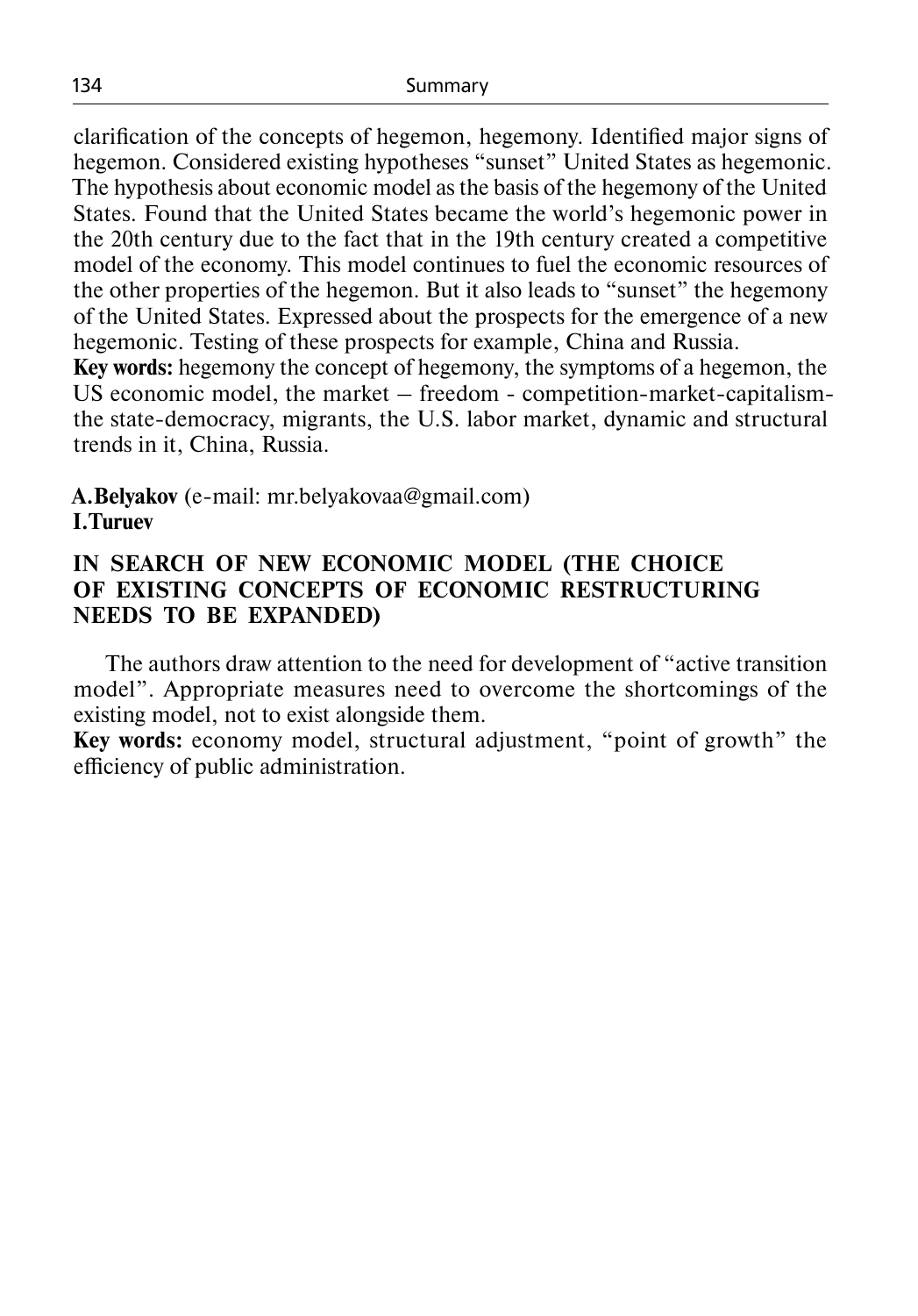clarification of the concepts of hegemon, hegemony. Identified major signs of hegemon. Considered existing hypotheses "sunset" United States as hegemonic. The hypothesis about economic model as the basis of the hegemony of the United States. Found that the United States became the world's hegemonic power in the 20th century due to the fact that in the 19th century created a competitive model of the economy. This model continues to fuel the economic resources of the other properties of the hegemon. But it also leads to "sunset" the hegemony of the United States. Expressed about the prospects for the emergence of a new hegemonic. Testing of these prospects for example, China and Russia.

**Key words:** hegemony the concept of hegemony, the symptoms of a hegemon, the US economic model, the market – freedom - competition-market-capitalism-the state-democracy, migrants, the U.S. labor market, dynamic and structural trends in it, China, Russia.

**A.Belyakov** (e-mail: mr.belyakovaa@gmail.com)
**I.Turuev**

### IN SEARCH OF NEW ECONOMIC MODEL (THE CHOICE OF EXISTING CONCEPTS OF ECONOMIC RESTRUCTURING NEEDS TO BE EXPANDED)

The authors draw attention to the need for development of "active transition model". Appropriate measures need to overcome the shortcomings of the existing model, not to exist alongside them.

**Key words:** economy model, structural adjustment, "point of growth" the efficiency of public administration.